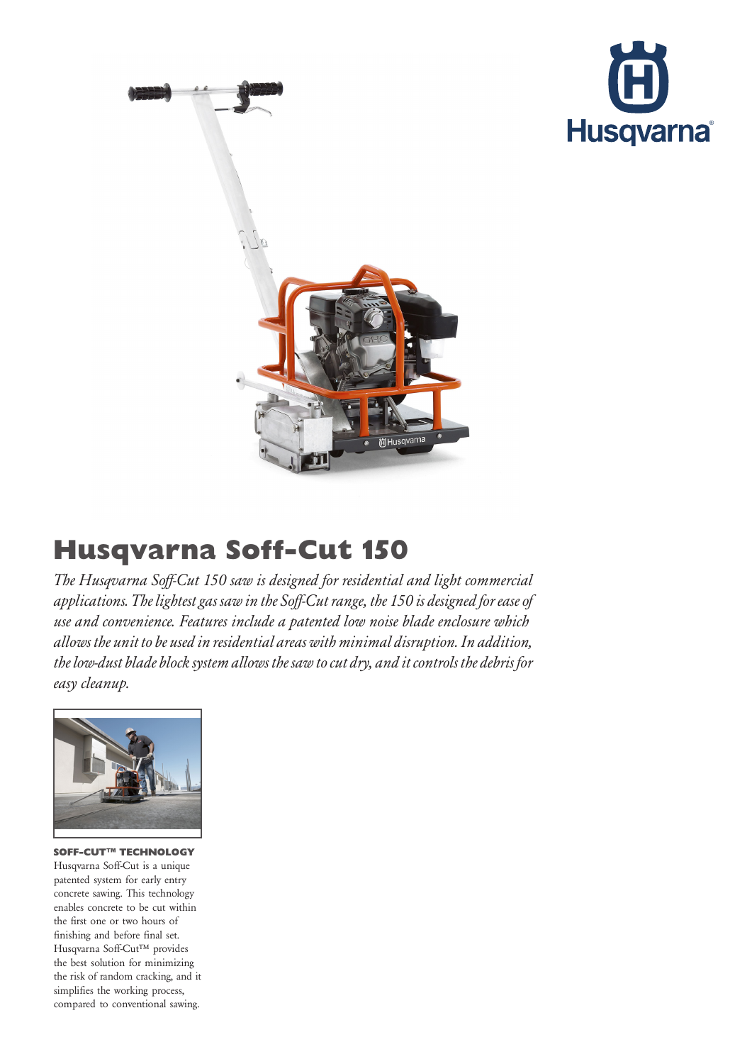# Husqvarna Soff-Cut 150

*The Husqvarna Soff-Cut 150 saw is designed for residential and light commercial applications. The lightest gas saw in the Soff-Cut range, the 150 is designed for ease of use and convenience. Features include a patented low noise blade enclosure which allows the unit to be used in residential areas with minimal disruption. In addition, the low-dust blade block system allows the saw to cut dry, and it controls the debris for easy cleanup.*

**SOFF-CUT™ TECHNOLOGY**

Husqvarna Soff-Cut is a unique patented system for early entry concrete sawing. This technology enables concrete to be cut within the first one or two hours of finishing and before final set. Husqvarna Soff-Cut™ provides the best solution for minimizing the risk of random cracking, and it simplifies the working process, compared to conventional sawing.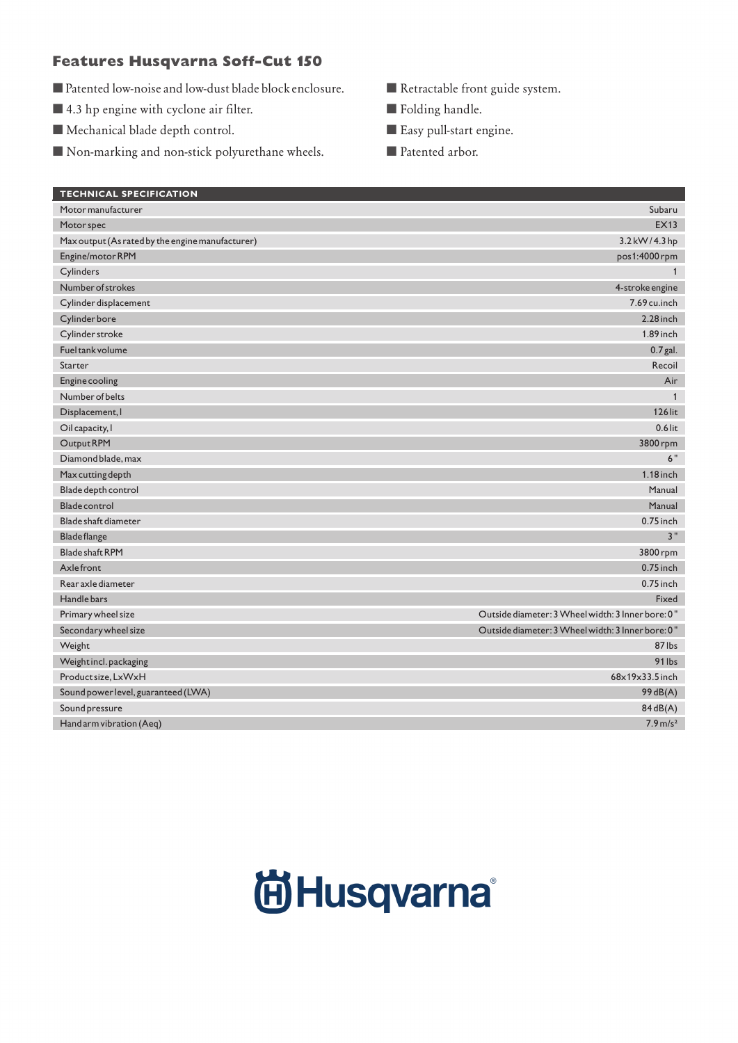## Features Husqvarna Soff-Cut 150

- Patented low-noise and low-dust blade block enclosure.
- 4.3 hp engine with cyclone air filter.
- Mechanical blade depth control.
- Non-marking and non-stick polyurethane wheels.
- Retractable front guide system.
- Folding handle.
- Easy pull-start engine.
- Patented arbor.

| TECHNICAL SPECIFICATION | |
|---|---|
| Motor manufacturer | Subaru |
| Motor spec | EX13 |
| Max output (As rated by the engine manufacturer) | 3.2 kW / 4.3 hp |
| Engine/motor RPM | pos1:4000 rpm |
| Cylinders | 1 |
| Number of strokes | 4-stroke engine |
| Cylinder displacement | 7.69 cu.inch |
| Cylinder bore | 2.28 inch |
| Cylinder stroke | 1.89 inch |
| Fuel tank volume | 0.7 gal. |
| Starter | Recoil |
| Engine cooling | Air |
| Number of belts | 1 |
| Displacement, l | 126 lit |
| Oil capacity, l | 0.6 lit |
| Output RPM | 3800 rpm |
| Diamond blade, max | 6" |
| Max cutting depth | 1.18 inch |
| Blade depth control | Manual |
| Blade control | Manual |
| Blade shaft diameter | 0.75 inch |
| Blade flange | 3" |
| Blade shaft RPM | 3800 rpm |
| Axle front | 0.75 inch |
| Rear axle diameter | 0.75 inch |
| Handle bars | Fixed |
| Primary wheel size | Outside diameter: 3 Wheel width: 3 Inner bore: 0" |
| Secondary wheel size | Outside diameter: 3 Wheel width: 3 Inner bore: 0" |
| Weight | 87 lbs |
| Weight incl. packaging | 91 lbs |
| Product size, LxWxH | 68x19x33.5 inch |
| Sound power level, guaranteed (LWA) | 99 dB(A) |
| Sound pressure | 84 dB(A) |
| Hand arm vibration (Aeq) | 7.9 m/s² |

Husqvarna®